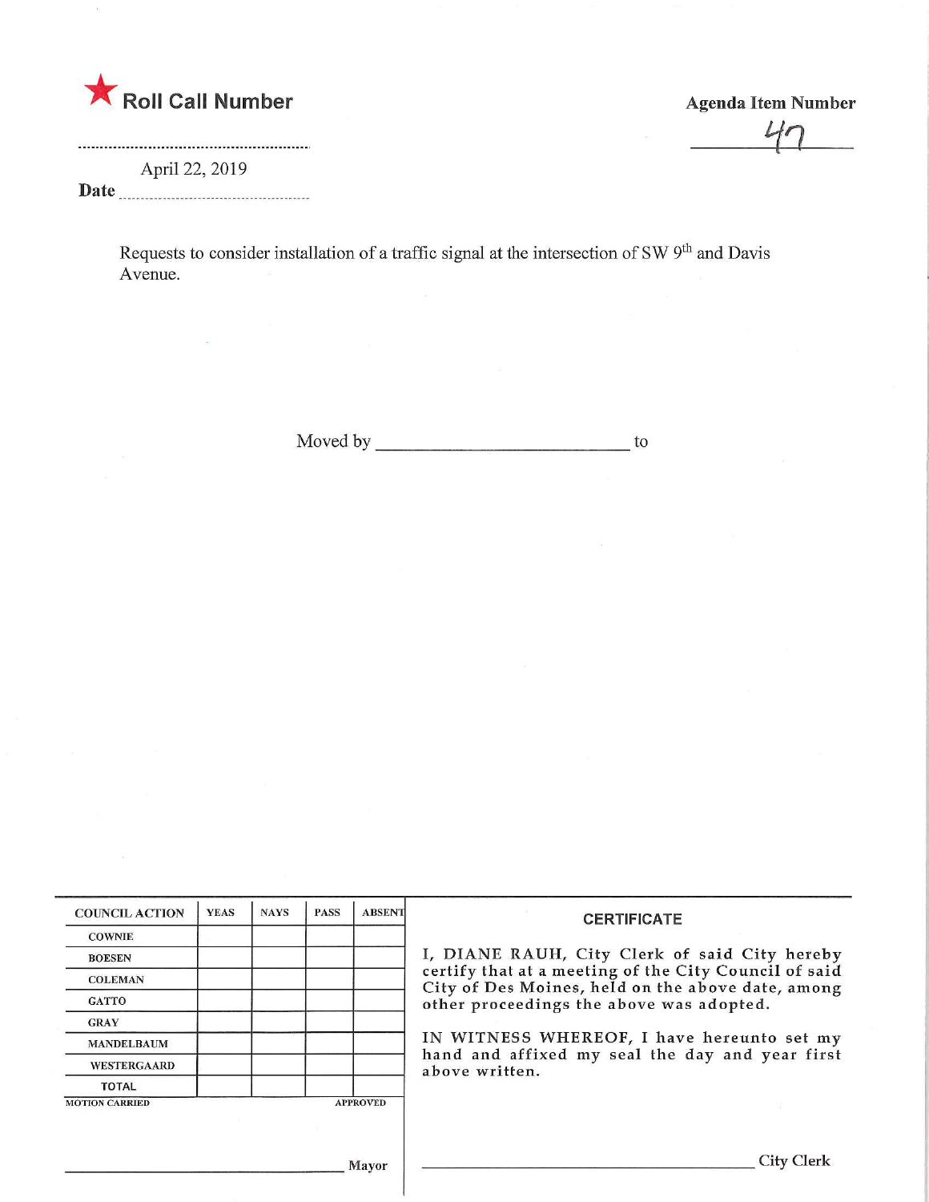**Roll Call Number**

..........................................................

**Agenda Item Number**

47

April 22, 2019

**Date** ..........................................................

Requests to consider installation of a traffic signal at the intersection of SW 9th and Davis Avenue.

Moved by ____________________________ to

| COUNCIL ACTION | YEAS | NAYS | PASS | ABSENT |
|---|---|---|---|---|
| COWNIE | | | | |
| BOESEN | | | | |
| COLEMAN | | | | |
| GATTO | | | | |
| GRAY | | | | |
| MANDELBAUM | | | | |
| WESTERGAARD | | | | |
| TOTAL | | | | |

MOTION CARRIED APPROVED

______________________________ Mayor

**CERTIFICATE**

I, DIANE RAUH, City Clerk of said City hereby certify that at a meeting of the City Council of said City of Des Moines, held on the above date, among other proceedings the above was adopted.

IN WITNESS WHEREOF, I have hereunto set my hand and affixed my seal the day and year first above written.

______________________________ City Clerk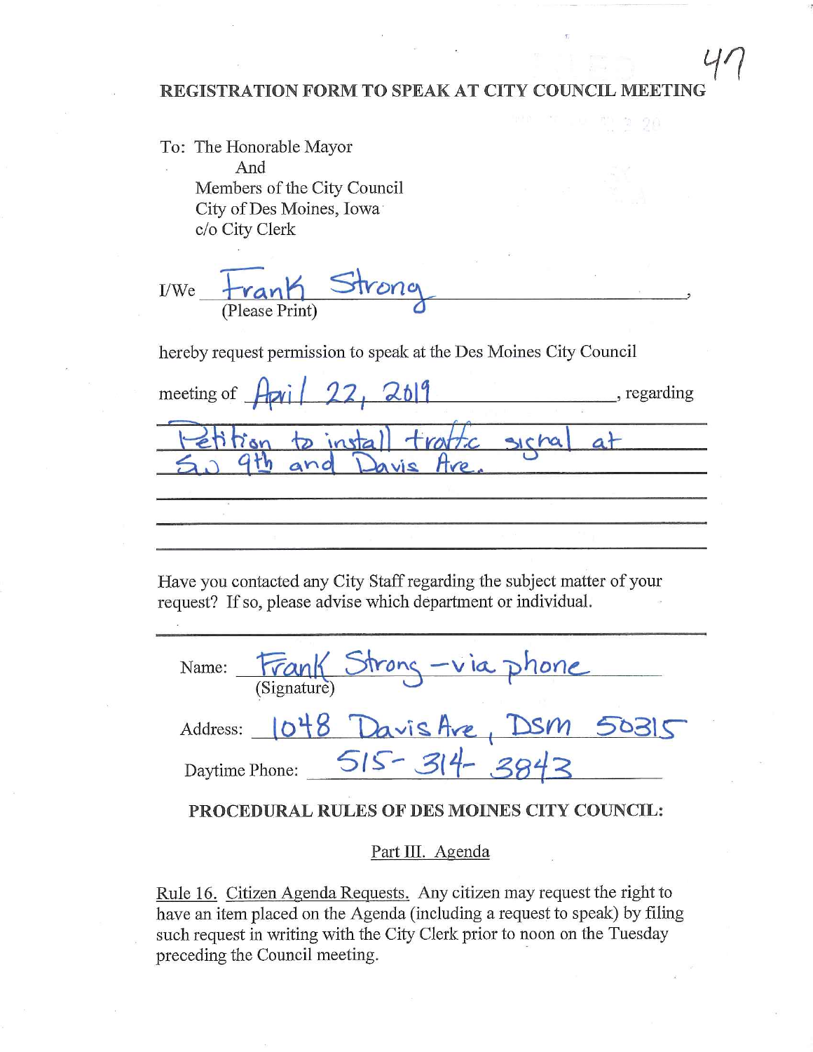47

**REGISTRATION FORM TO SPEAK AT CITY COUNCIL MEETING**

To: The Honorable Mayor
And
Members of the City Council
City of Des Moines, Iowa
c/o City Clerk

I/We Frank Strong,
(Please Print)

hereby request permission to speak at the Des Moines City Council

meeting of April 22, 2019, regarding

Petition to install traffic signal at SW 9th and Davis Ave.

Have you contacted any City Staff regarding the subject matter of your request? If so, please advise which department or individual.

Name: Frank Strong - via phone
(Signature)

Address: 1048 Davis Ave, DSM 50315

Daytime Phone: 515-314-3843

**PROCEDURAL RULES OF DES MOINES CITY COUNCIL:**

Part III. Agenda

Rule 16. Citizen Agenda Requests. Any citizen may request the right to have an item placed on the Agenda (including a request to speak) by filing such request in writing with the City Clerk prior to noon on the Tuesday preceding the Council meeting.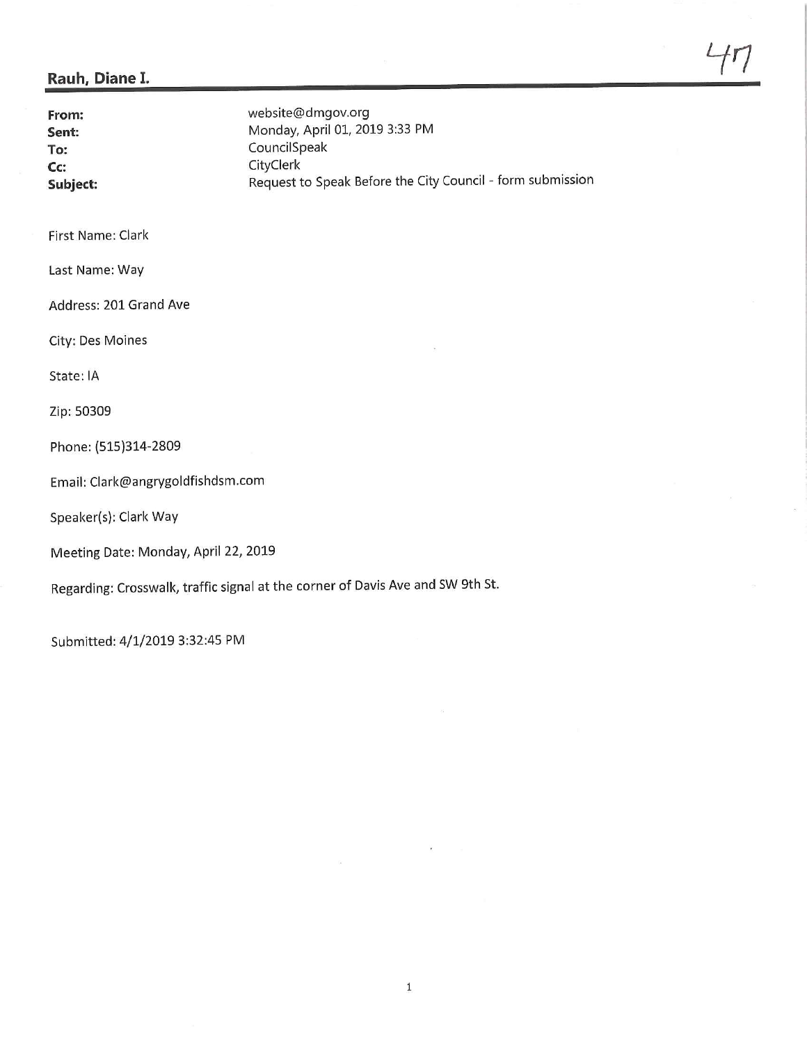**Rauh, Diane I.**

47

| | |
|---|---|
| **From:** | website@dmgov.org |
| **Sent:** | Monday, April 01, 2019 3:33 PM |
| **To:** | CouncilSpeak |
| **Cc:** | CityClerk |
| **Subject:** | Request to Speak Before the City Council - form submission |

First Name: Clark

Last Name: Way

Address: 201 Grand Ave

City: Des Moines

State: IA

Zip: 50309

Phone: (515)314-2809

Email: Clark@angrygoldfishdsm.com

Speaker(s): Clark Way

Meeting Date: Monday, April 22, 2019

Regarding: Crosswalk, traffic signal at the corner of Davis Ave and SW 9th St.

Submitted: 4/1/2019 3:32:45 PM